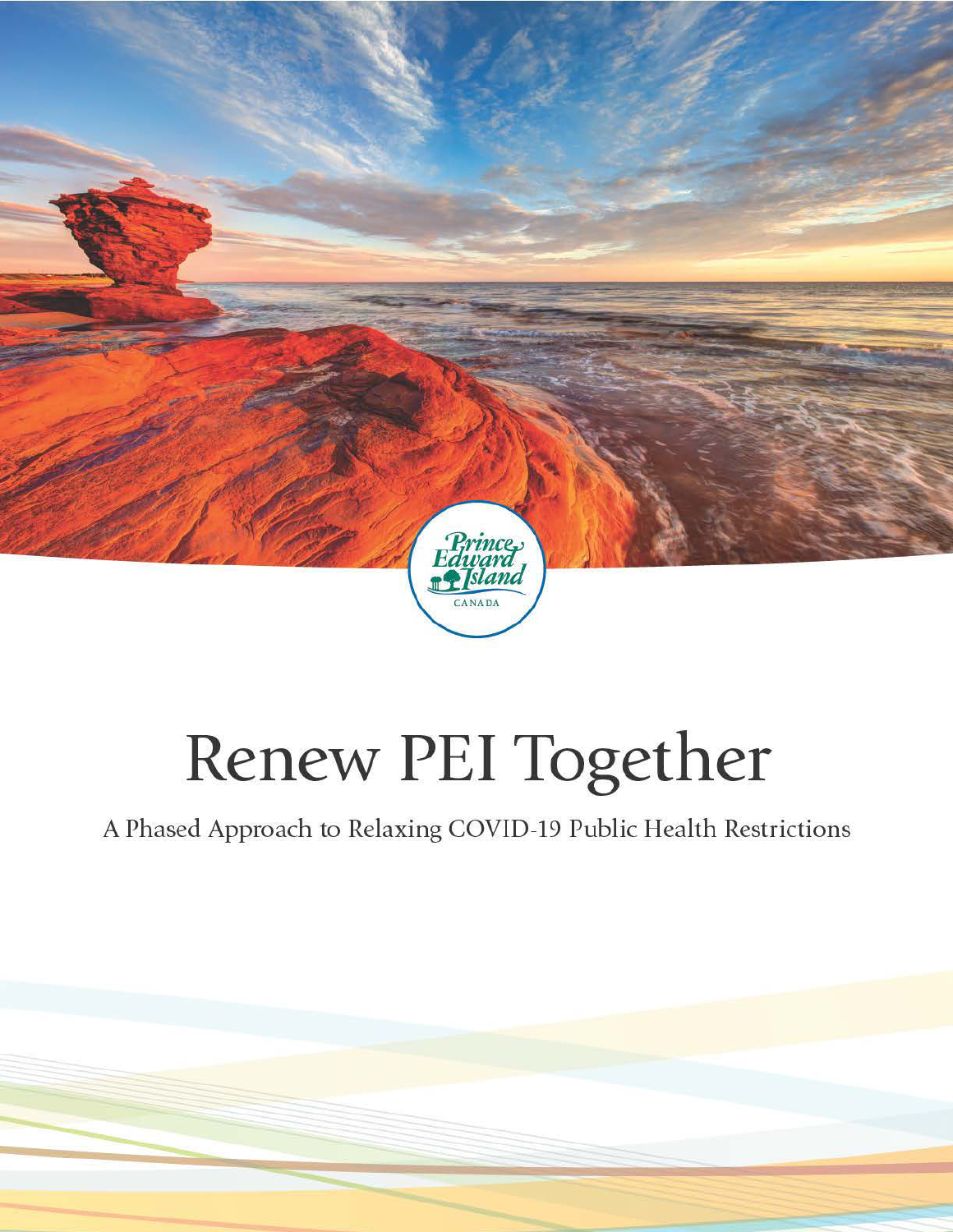Prince Edward Island

CANADA

# Renew PEI Together

A Phased Approach to Relaxing COVID-19 Public Health Restrictions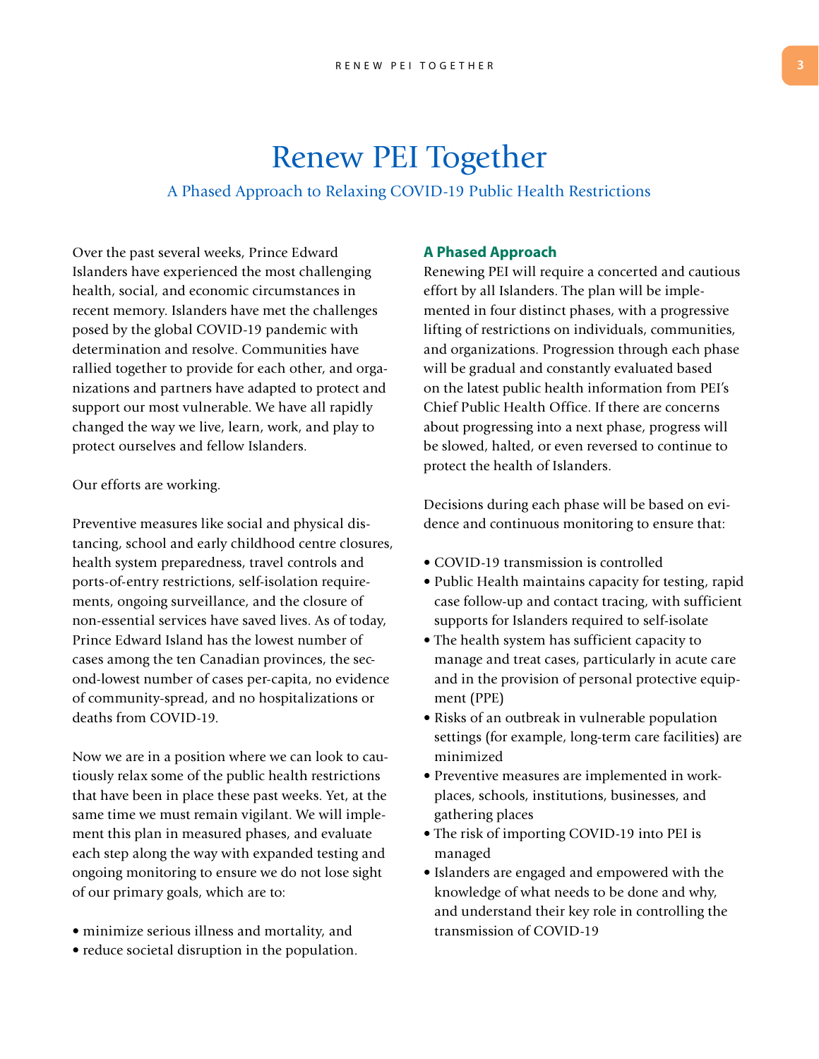# Renew PEI Together

## A Phased Approach to Relaxing COVID-19 Public Health Restrictions

Over the past several weeks, Prince Edward Islanders have experienced the most challenging health, social, and economic circumstances in recent memory. Islanders have met the challenges posed by the global COVID-19 pandemic with determination and resolve. Communities have rallied together to provide for each other, and organizations and partners have adapted to protect and support our most vulnerable. We have all rapidly changed the way we live, learn, work, and play to protect ourselves and fellow Islanders.

Our efforts are working.

Preventive measures like social and physical distancing, school and early childhood centre closures, health system preparedness, travel controls and ports-of-entry restrictions, self-isolation requirements, ongoing surveillance, and the closure of non-essential services have saved lives. As of today, Prince Edward Island has the lowest number of cases among the ten Canadian provinces, the second-lowest number of cases per-capita, no evidence of community-spread, and no hospitalizations or deaths from COVID-19.

Now we are in a position where we can look to cautiously relax some of the public health restrictions that have been in place these past weeks. Yet, at the same time we must remain vigilant. We will implement this plan in measured phases, and evaluate each step along the way with expanded testing and ongoing monitoring to ensure we do not lose sight of our primary goals, which are to:

- minimize serious illness and mortality, and
- reduce societal disruption in the population.

### A Phased Approach

Renewing PEI will require a concerted and cautious effort by all Islanders. The plan will be implemented in four distinct phases, with a progressive lifting of restrictions on individuals, communities, and organizations. Progression through each phase will be gradual and constantly evaluated based on the latest public health information from PEI's Chief Public Health Office. If there are concerns about progressing into a next phase, progress will be slowed, halted, or even reversed to continue to protect the health of Islanders.

Decisions during each phase will be based on evidence and continuous monitoring to ensure that:

- COVID-19 transmission is controlled
- Public Health maintains capacity for testing, rapid case follow-up and contact tracing, with sufficient supports for Islanders required to self-isolate
- The health system has sufficient capacity to manage and treat cases, particularly in acute care and in the provision of personal protective equipment (PPE)
- Risks of an outbreak in vulnerable population settings (for example, long-term care facilities) are minimized
- Preventive measures are implemented in workplaces, schools, institutions, businesses, and gathering places
- The risk of importing COVID-19 into PEI is managed
- Islanders are engaged and empowered with the knowledge of what needs to be done and why, and understand their key role in controlling the transmission of COVID-19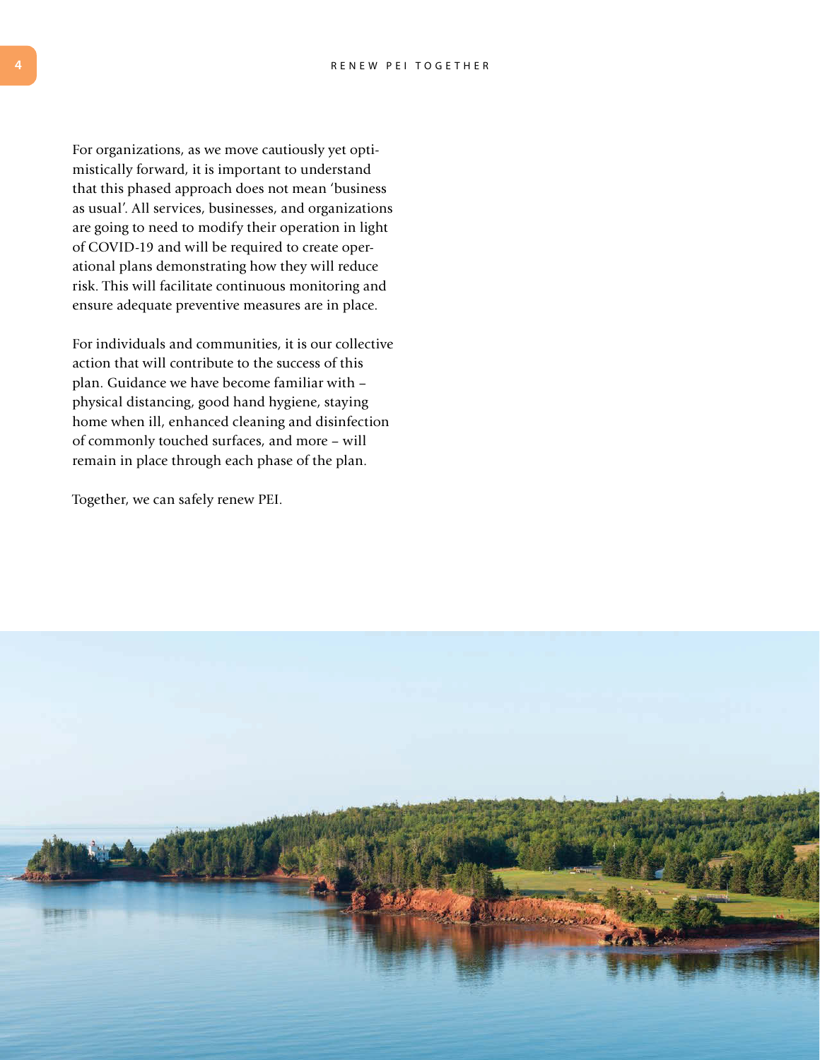For organizations, as we move cautiously yet optimistically forward, it is important to understand that this phased approach does not mean 'business as usual'. All services, businesses, and organizations are going to need to modify their operation in light of COVID-19 and will be required to create operational plans demonstrating how they will reduce risk. This will facilitate continuous monitoring and ensure adequate preventive measures are in place.

For individuals and communities, it is our collective action that will contribute to the success of this plan. Guidance we have become familiar with – physical distancing, good hand hygiene, staying home when ill, enhanced cleaning and disinfection of commonly touched surfaces, and more – will remain in place through each phase of the plan.

Together, we can safely renew PEI.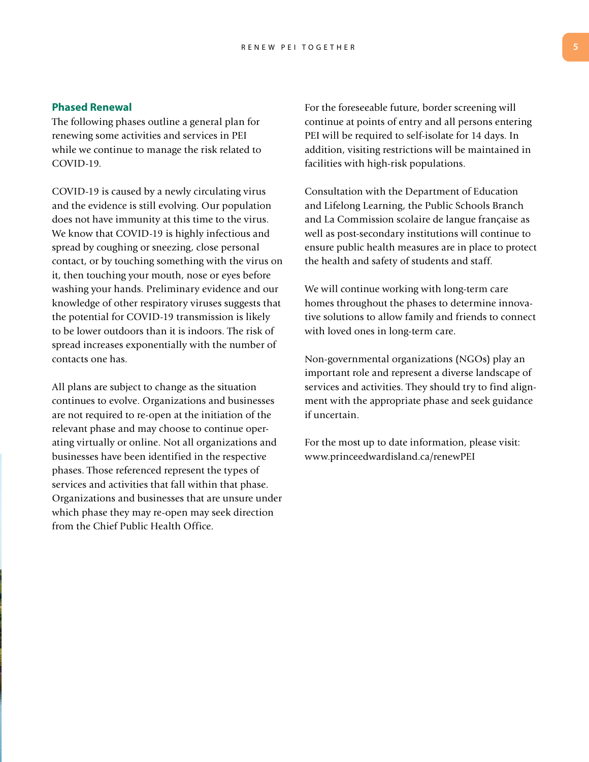## Phased Renewal

The following phases outline a general plan for renewing some activities and services in PEI while we continue to manage the risk related to COVID-19.

COVID-19 is caused by a newly circulating virus and the evidence is still evolving. Our population does not have immunity at this time to the virus. We know that COVID-19 is highly infectious and spread by coughing or sneezing, close personal contact, or by touching something with the virus on it, then touching your mouth, nose or eyes before washing your hands. Preliminary evidence and our knowledge of other respiratory viruses suggests that the potential for COVID-19 transmission is likely to be lower outdoors than it is indoors. The risk of spread increases exponentially with the number of contacts one has.

All plans are subject to change as the situation continues to evolve. Organizations and businesses are not required to re-open at the initiation of the relevant phase and may choose to continue operating virtually or online. Not all organizations and businesses have been identified in the respective phases. Those referenced represent the types of services and activities that fall within that phase. Organizations and businesses that are unsure under which phase they may re-open may seek direction from the Chief Public Health Office.

For the foreseeable future, border screening will continue at points of entry and all persons entering PEI will be required to self-isolate for 14 days. In addition, visiting restrictions will be maintained in facilities with high-risk populations.

Consultation with the Department of Education and Lifelong Learning, the Public Schools Branch and La Commission scolaire de langue française as well as post-secondary institutions will continue to ensure public health measures are in place to protect the health and safety of students and staff.

We will continue working with long-term care homes throughout the phases to determine innovative solutions to allow family and friends to connect with loved ones in long-term care.

Non-governmental organizations (NGOs) play an important role and represent a diverse landscape of services and activities. They should try to find alignment with the appropriate phase and seek guidance if uncertain.

For the most up to date information, please visit: www.princeedwardisland.ca/renewPEI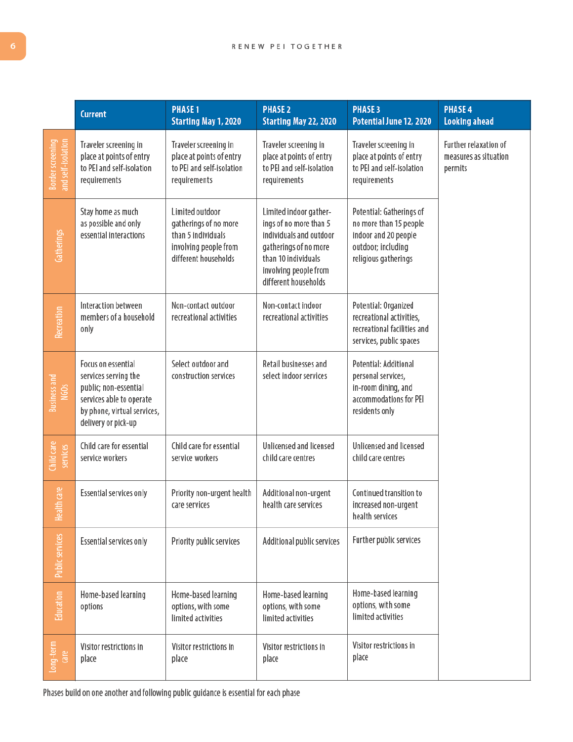| | Current | PHASE 1 Starting May 1, 2020 | PHASE 2 Starting May 22, 2020 | PHASE 3 Potential June 12, 2020 | PHASE 4 Looking ahead |
|---|---|---|---|---|---|
| Border screening and self-isolation | Traveler screening in place at points of entry to PEI and self-isolation requirements | Traveler screening in place at points of entry to PEI and self-isolation requirements | Traveler screening in place at points of entry to PEI and self-isolation requirements | Traveler screening in place at points of entry to PEI and self-isolation requirements | Further relaxation of measures as situation permits |
| Gatherings | Stay home as much as possible and only essential interactions | Limited outdoor gatherings of no more than 5 individuals involving people from different households | Limited indoor gatherings of no more than 5 individuals and outdoor gatherings of no more than 10 individuals involving people from different households | Potential: Gatherings of no more than 15 people indoor and 20 people outdoor; including religious gatherings | |
| Recreation | Interaction between members of a household only | Non-contact outdoor recreational activities | Non-contact indoor recreational activities | Potential: Organized recreational activities, recreational facilities and services, public spaces | |
| Business and NGOs | Focus on essential services serving the public; non-essential services able to operate by phone, virtual services, delivery or pick-up | Select outdoor and construction services | Retail businesses and select indoor services | Potential: Additional personal services, in-room dining, and accommodations for PEI residents only | |
| Child care services | Child care for essential service workers | Child care for essential service workers | Unlicensed and licensed child care centres | Unlicensed and licensed child care centres | |
| Health care | Essential services only | Priority non-urgent health care services | Additional non-urgent health care services | Continued transition to increased non-urgent health services | |
| Public services | Essential services only | Priority public services | Additional public services | Further public services | |
| Education | Home-based learning options | Home-based learning options, with some limited activities | Home-based learning options, with some limited activities | Home-based learning options, with some limited activities | |
| Long-term care | Visitor restrictions in place | Visitor restrictions in place | Visitor restrictions in place | Visitor restrictions in place | |

Phases build on one another and following public guidance is essential for each phase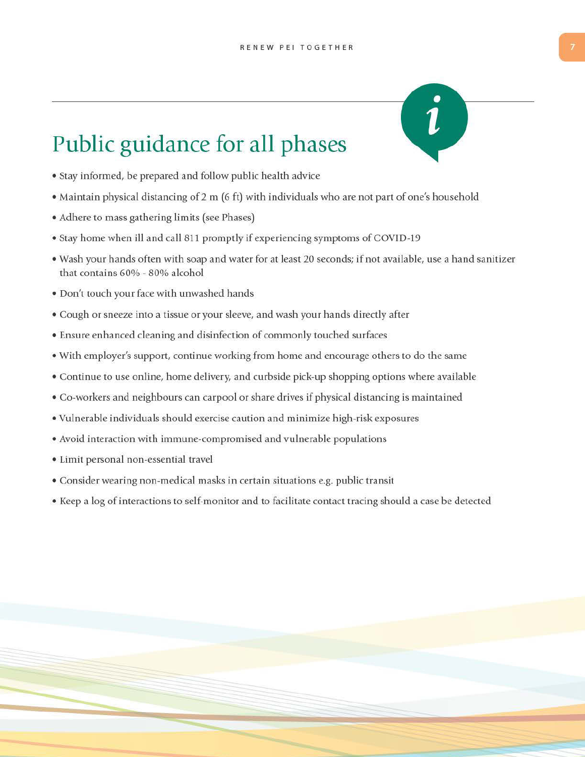# Public guidance for all phases

- Stay informed, be prepared and follow public health advice
- Maintain physical distancing of 2 m (6 ft) with individuals who are not part of one's household
- Adhere to mass gathering limits (see Phases)
- Stay home when ill and call 811 promptly if experiencing symptoms of COVID-19
- Wash your hands often with soap and water for at least 20 seconds; if not available, use a hand sanitizer that contains 60% - 80% alcohol
- Don't touch your face with unwashed hands
- Cough or sneeze into a tissue or your sleeve, and wash your hands directly after
- Ensure enhanced cleaning and disinfection of commonly touched surfaces
- With employer's support, continue working from home and encourage others to do the same
- Continue to use online, home delivery, and curbside pick-up shopping options where available
- Co-workers and neighbours can carpool or share drives if physical distancing is maintained
- Vulnerable individuals should exercise caution and minimize high-risk exposures
- Avoid interaction with immune-compromised and vulnerable populations
- Limit personal non-essential travel
- Consider wearing non-medical masks in certain situations e.g. public transit
- Keep a log of interactions to self-monitor and to facilitate contact tracing should a case be detected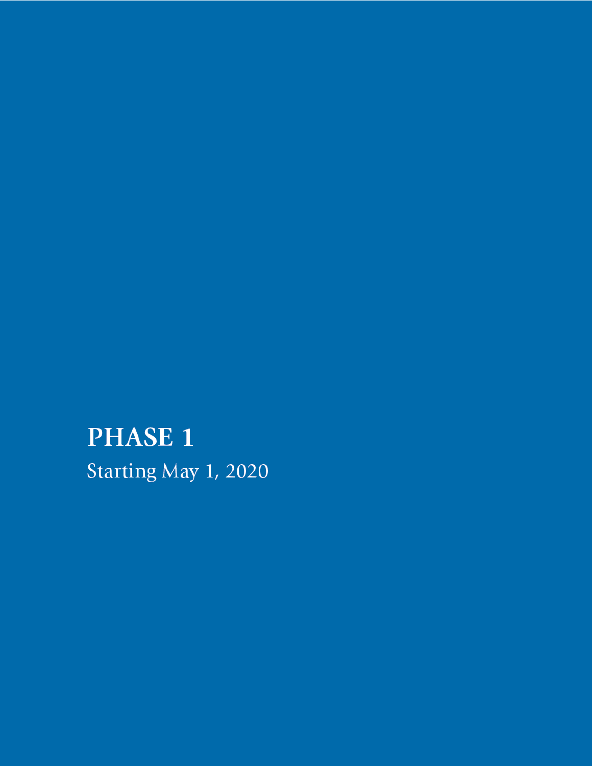# PHASE 1

Starting May 1, 2020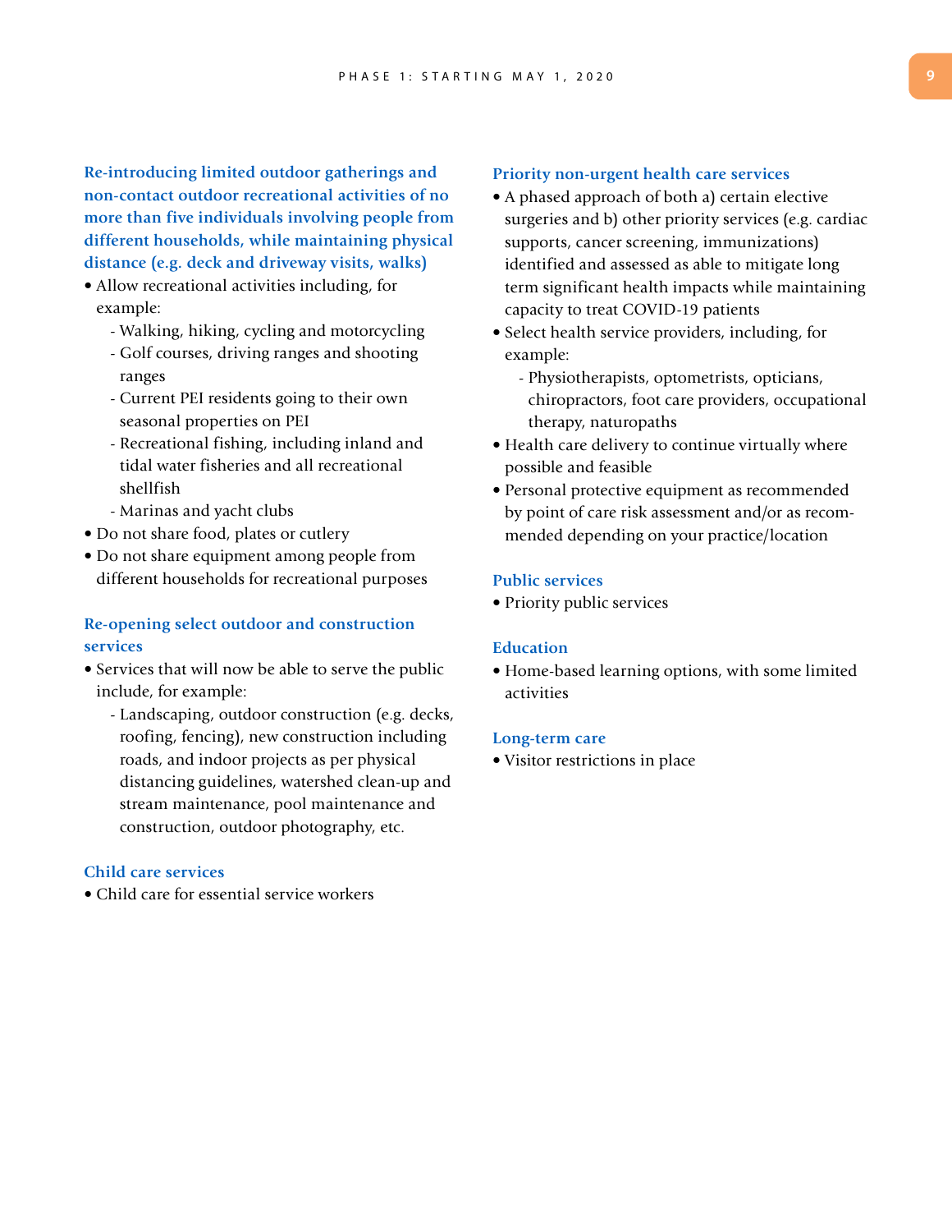### Re-introducing limited outdoor gatherings and non-contact outdoor recreational activities of no more than five individuals involving people from different households, while maintaining physical distance (e.g. deck and driveway visits, walks)

- Allow recreational activities including, for example:
  - Walking, hiking, cycling and motorcycling
  - Golf courses, driving ranges and shooting ranges
  - Current PEI residents going to their own seasonal properties on PEI
  - Recreational fishing, including inland and tidal water fisheries and all recreational shellfish
  - Marinas and yacht clubs
- Do not share food, plates or cutlery
- Do not share equipment among people from different households for recreational purposes

### Re-opening select outdoor and construction services

- Services that will now be able to serve the public include, for example:
  - Landscaping, outdoor construction (e.g. decks, roofing, fencing), new construction including roads, and indoor projects as per physical distancing guidelines, watershed clean-up and stream maintenance, pool maintenance and construction, outdoor photography, etc.

### Child care services

- Child care for essential service workers

### Priority non-urgent health care services

- A phased approach of both a) certain elective surgeries and b) other priority services (e.g. cardiac supports, cancer screening, immunizations) identified and assessed as able to mitigate long term significant health impacts while maintaining capacity to treat COVID-19 patients
- Select health service providers, including, for example:
  - Physiotherapists, optometrists, opticians, chiropractors, foot care providers, occupational therapy, naturopaths
- Health care delivery to continue virtually where possible and feasible
- Personal protective equipment as recommended by point of care risk assessment and/or as recommended depending on your practice/location

### Public services

- Priority public services

### Education

- Home-based learning options, with some limited activities

### Long-term care

- Visitor restrictions in place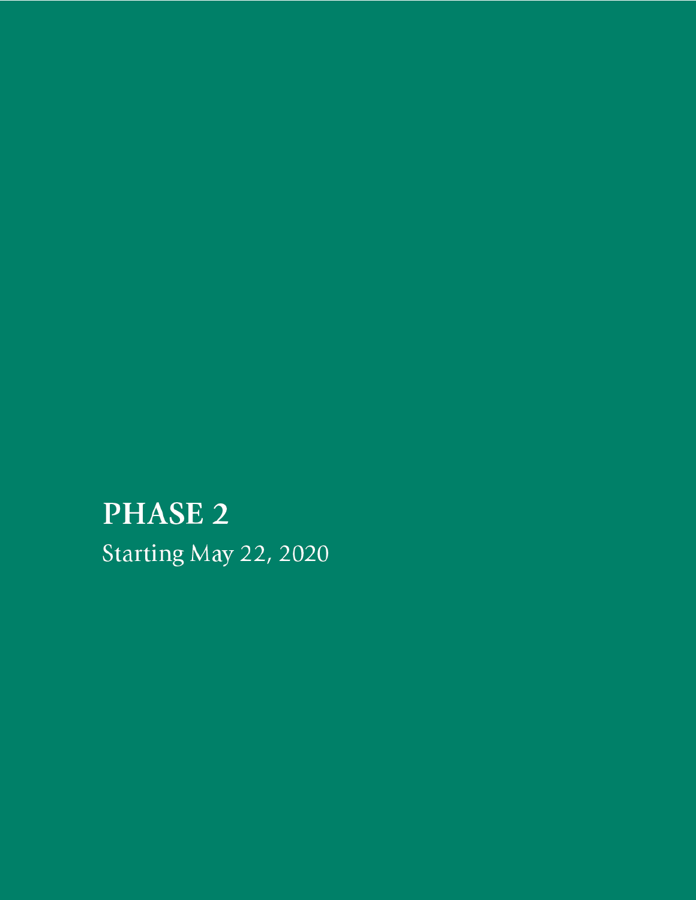# PHASE 2

Starting May 22, 2020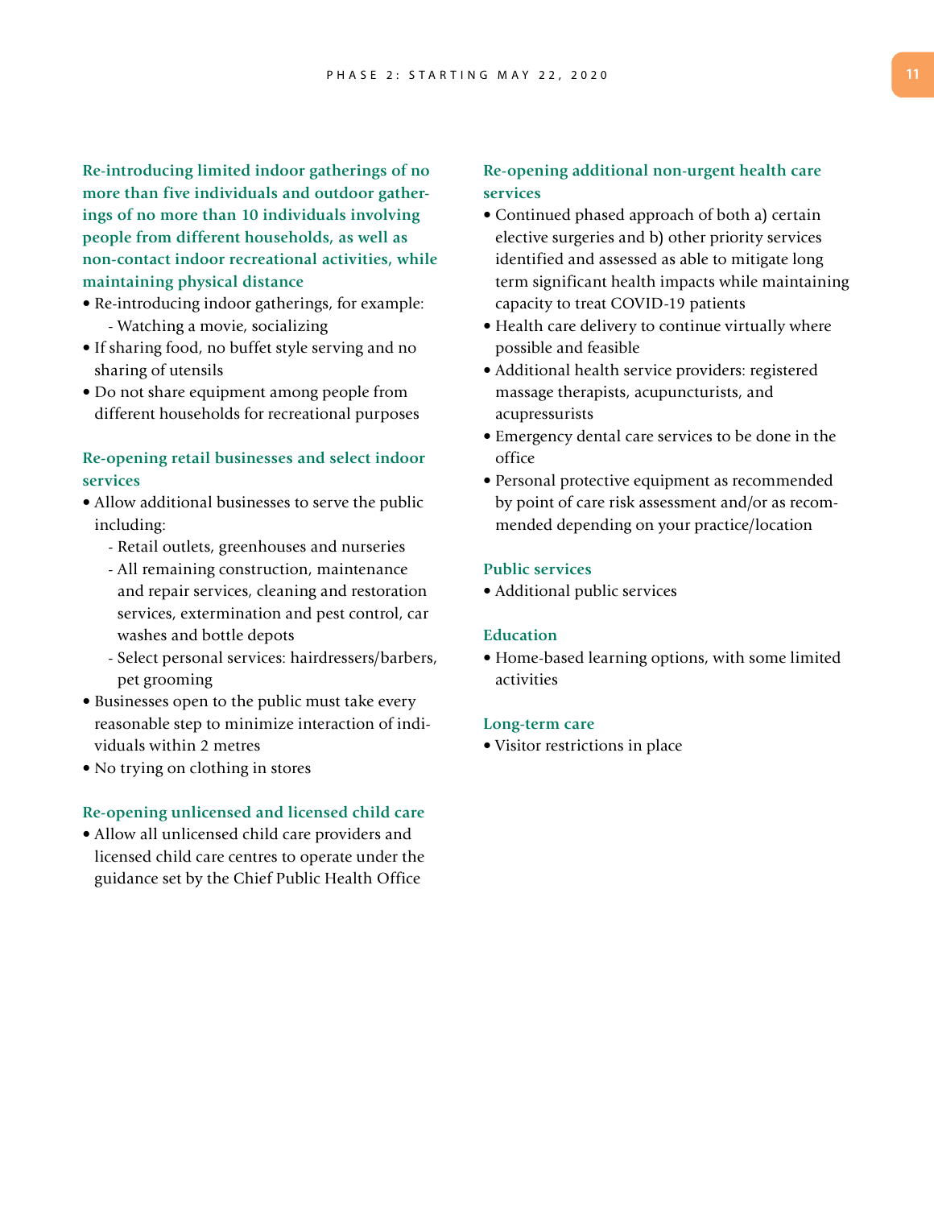### Re-introducing limited indoor gatherings of no more than five individuals and outdoor gatherings of no more than 10 individuals involving people from different households, as well as non-contact indoor recreational activities, while maintaining physical distance

- Re-introducing indoor gatherings, for example:
  - Watching a movie, socializing
- If sharing food, no buffet style serving and no sharing of utensils
- Do not share equipment among people from different households for recreational purposes

### Re-opening retail businesses and select indoor services

- Allow additional businesses to serve the public including:
  - Retail outlets, greenhouses and nurseries
  - All remaining construction, maintenance and repair services, cleaning and restoration services, extermination and pest control, car washes and bottle depots
  - Select personal services: hairdressers/barbers, pet grooming
- Businesses open to the public must take every reasonable step to minimize interaction of individuals within 2 metres
- No trying on clothing in stores

### Re-opening unlicensed and licensed child care

- Allow all unlicensed child care providers and licensed child care centres to operate under the guidance set by the Chief Public Health Office

### Re-opening additional non-urgent health care services

- Continued phased approach of both a) certain elective surgeries and b) other priority services identified and assessed as able to mitigate long term significant health impacts while maintaining capacity to treat COVID-19 patients
- Health care delivery to continue virtually where possible and feasible
- Additional health service providers: registered massage therapists, acupuncturists, and acupressurists
- Emergency dental care services to be done in the office
- Personal protective equipment as recommended by point of care risk assessment and/or as recommended depending on your practice/location

### Public services

- Additional public services

### Education

- Home-based learning options, with some limited activities

### Long-term care

- Visitor restrictions in place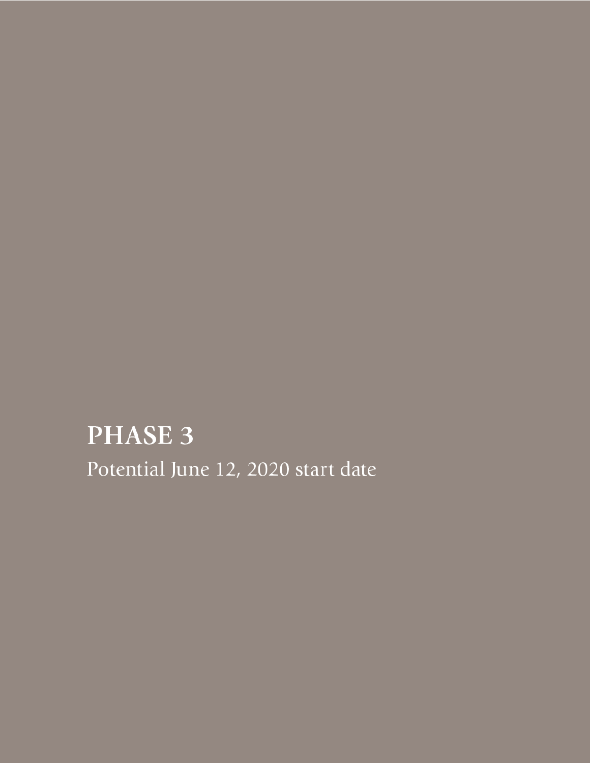# PHASE 3

Potential June 12, 2020 start date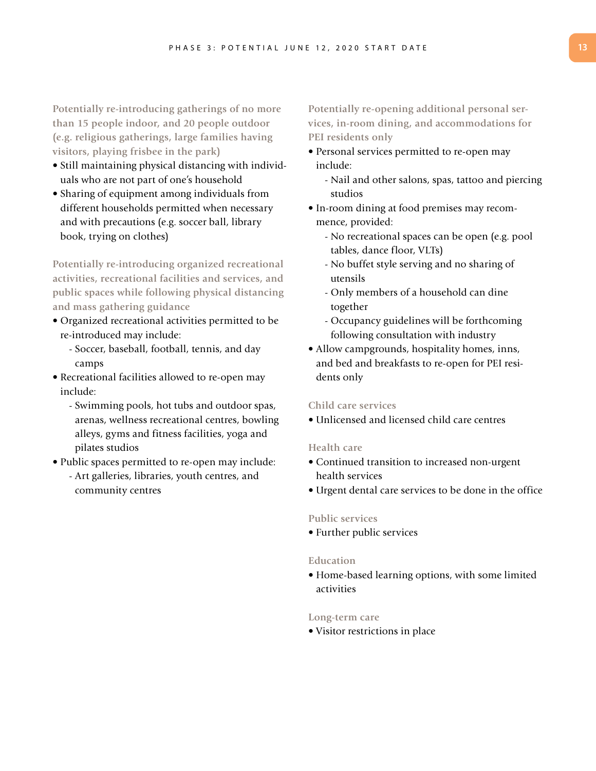### Potentially re-introducing gatherings of no more than 15 people indoor, and 20 people outdoor (e.g. religious gatherings, large families having visitors, playing frisbee in the park)

- Still maintaining physical distancing with individuals who are not part of one's household
- Sharing of equipment among individuals from different households permitted when necessary and with precautions (e.g. soccer ball, library book, trying on clothes)

### Potentially re-introducing organized recreational activities, recreational facilities and services, and public spaces while following physical distancing and mass gathering guidance

- Organized recreational activities permitted to be re-introduced may include:
  - Soccer, baseball, football, tennis, and day camps
- Recreational facilities allowed to re-open may include:
  - Swimming pools, hot tubs and outdoor spas, arenas, wellness recreational centres, bowling alleys, gyms and fitness facilities, yoga and pilates studios
- Public spaces permitted to re-open may include:
  - Art galleries, libraries, youth centres, and community centres

### Potentially re-opening additional personal services, in-room dining, and accommodations for PEI residents only

- Personal services permitted to re-open may include:
  - Nail and other salons, spas, tattoo and piercing studios
- In-room dining at food premises may recommence, provided:
  - No recreational spaces can be open (e.g. pool tables, dance floor, VLTs)
  - No buffet style serving and no sharing of utensils
  - Only members of a household can dine together
  - Occupancy guidelines will be forthcoming following consultation with industry
- Allow campgrounds, hospitality homes, inns, and bed and breakfasts to re-open for PEI residents only

### Child care services

- Unlicensed and licensed child care centres

### Health care

- Continued transition to increased non-urgent health services
- Urgent dental care services to be done in the office

### Public services

- Further public services

### Education

- Home-based learning options, with some limited activities

### Long-term care

- Visitor restrictions in place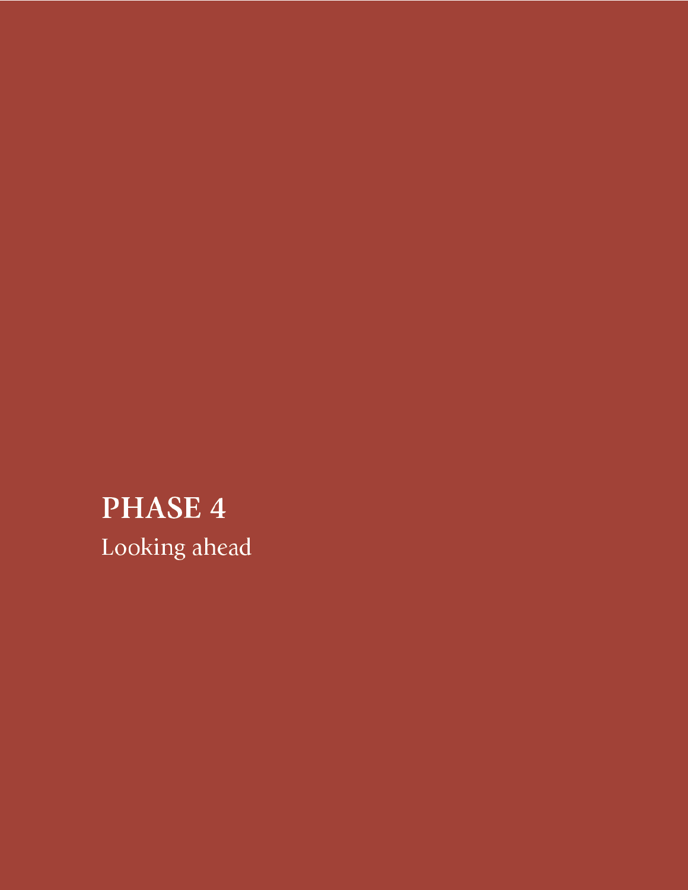# PHASE 4

Looking ahead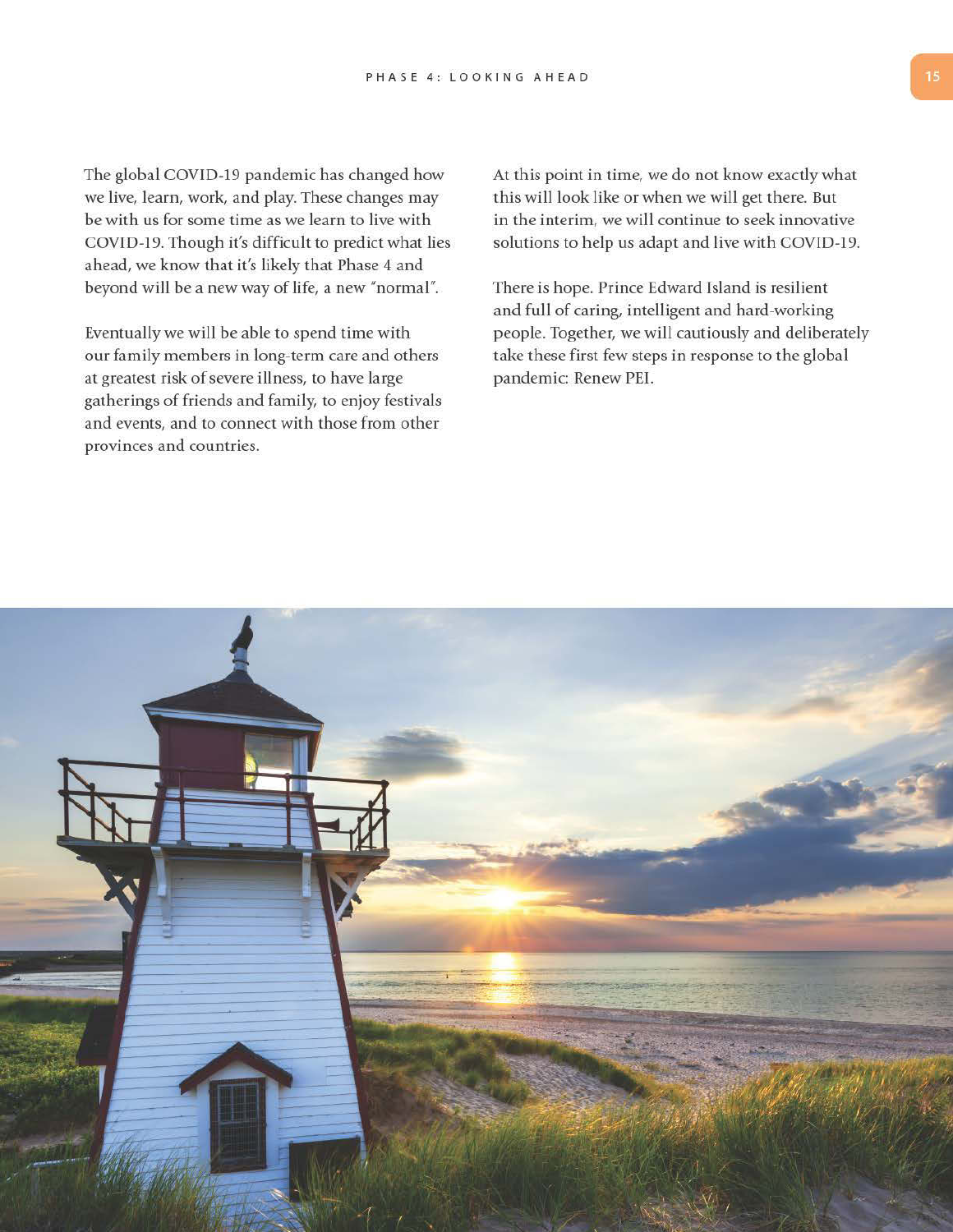# PHASE 4: LOOKING AHEAD

The global COVID-19 pandemic has changed how we live, learn, work, and play. These changes may be with us for some time as we learn to live with COVID-19. Though it's difficult to predict what lies ahead, we know that it's likely that Phase 4 and beyond will be a new way of life, a new "normal".

Eventually we will be able to spend time with our family members in long-term care and others at greatest risk of severe illness, to have large gatherings of friends and family, to enjoy festivals and events, and to connect with those from other provinces and countries.

At this point in time, we do not know exactly what this will look like or when we will get there. But in the interim, we will continue to seek innovative solutions to help us adapt and live with COVID-19.

There is hope. Prince Edward Island is resilient and full of caring, intelligent and hard-working people. Together, we will cautiously and deliberately take these first few steps in response to the global pandemic: Renew PEI.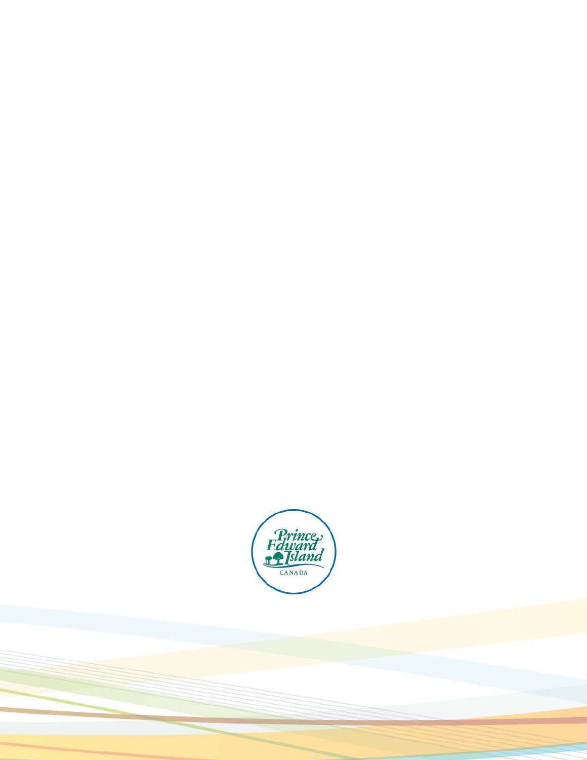Prince Edward Island

CANADA